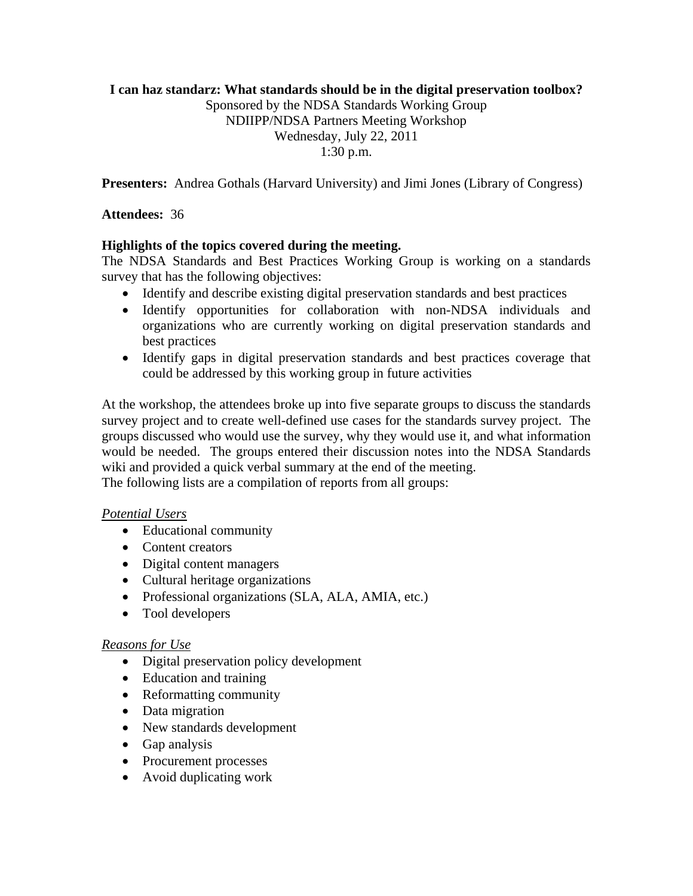**I can haz standarz: What standards should be in the digital preservation toolbox?**

Sponsored by the NDSA Standards Working Group
NDIIPP/NDSA Partners Meeting Workshop
Wednesday, July 22, 2011
1:30 p.m.

**Presenters:** Andrea Gothals (Harvard University) and Jimi Jones (Library of Congress)

**Attendees:** 36

**Highlights of the topics covered during the meeting.**

The NDSA Standards and Best Practices Working Group is working on a standards survey that has the following objectives:

- Identify and describe existing digital preservation standards and best practices
- Identify opportunities for collaboration with non-NDSA individuals and organizations who are currently working on digital preservation standards and best practices
- Identify gaps in digital preservation standards and best practices coverage that could be addressed by this working group in future activities

At the workshop, the attendees broke up into five separate groups to discuss the standards survey project and to create well-defined use cases for the standards survey project. The groups discussed who would use the survey, why they would use it, and what information would be needed. The groups entered their discussion notes into the NDSA Standards wiki and provided a quick verbal summary at the end of the meeting.
The following lists are a compilation of reports from all groups:

*Potential Users*

- Educational community
- Content creators
- Digital content managers
- Cultural heritage organizations
- Professional organizations (SLA, ALA, AMIA, etc.)
- Tool developers

*Reasons for Use*

- Digital preservation policy development
- Education and training
- Reformatting community
- Data migration
- New standards development
- Gap analysis
- Procurement processes
- Avoid duplicating work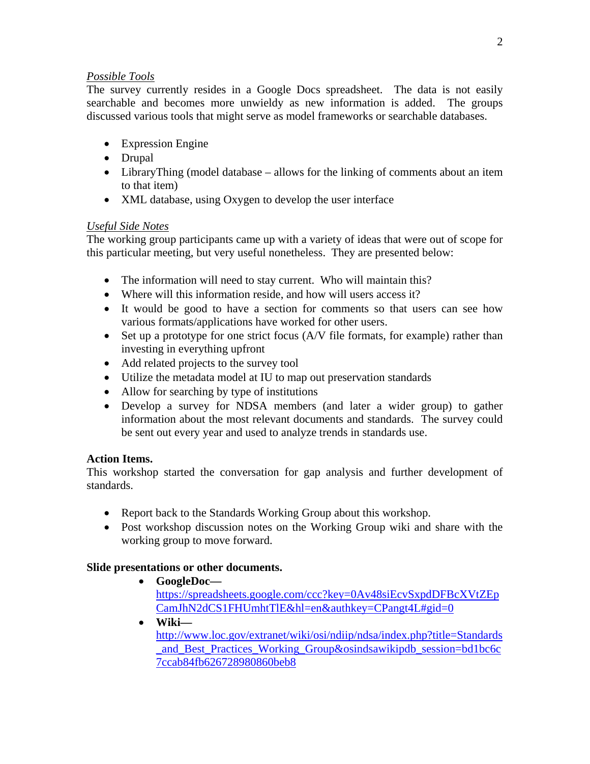*Possible Tools*

The survey currently resides in a Google Docs spreadsheet. The data is not easily searchable and becomes more unwieldy as new information is added. The groups discussed various tools that might serve as model frameworks or searchable databases.

- Expression Engine
- Drupal
- LibraryThing (model database – allows for the linking of comments about an item to that item)
- XML database, using Oxygen to develop the user interface

*Useful Side Notes*

The working group participants came up with a variety of ideas that were out of scope for this particular meeting, but very useful nonetheless. They are presented below:

- The information will need to stay current. Who will maintain this?
- Where will this information reside, and how will users access it?
- It would be good to have a section for comments so that users can see how various formats/applications have worked for other users.
- Set up a prototype for one strict focus (A/V file formats, for example) rather than investing in everything upfront
- Add related projects to the survey tool
- Utilize the metadata model at IU to map out preservation standards
- Allow for searching by type of institutions
- Develop a survey for NDSA members (and later a wider group) to gather information about the most relevant documents and standards. The survey could be sent out every year and used to analyze trends in standards use.

**Action Items.**

This workshop started the conversation for gap analysis and further development of standards.

- Report back to the Standards Working Group about this workshop.
- Post workshop discussion notes on the Working Group wiki and share with the working group to move forward.

**Slide presentations or other documents.**

- **GoogleDoc—** https://spreadsheets.google.com/ccc?key=0Av48siEcvSxpdDFBcXVtZEpCamJhN2dCS1FHUmhtTlE&hl=en&authkey=CPangt4L#gid=0
- **Wiki—** http://www.loc.gov/extranet/wiki/osi/ndiip/ndsa/index.php?title=Standards_and_Best_Practices_Working_Group&osindsawikipdb_session=bd1bc6c7ccab84fb626728980860beb8